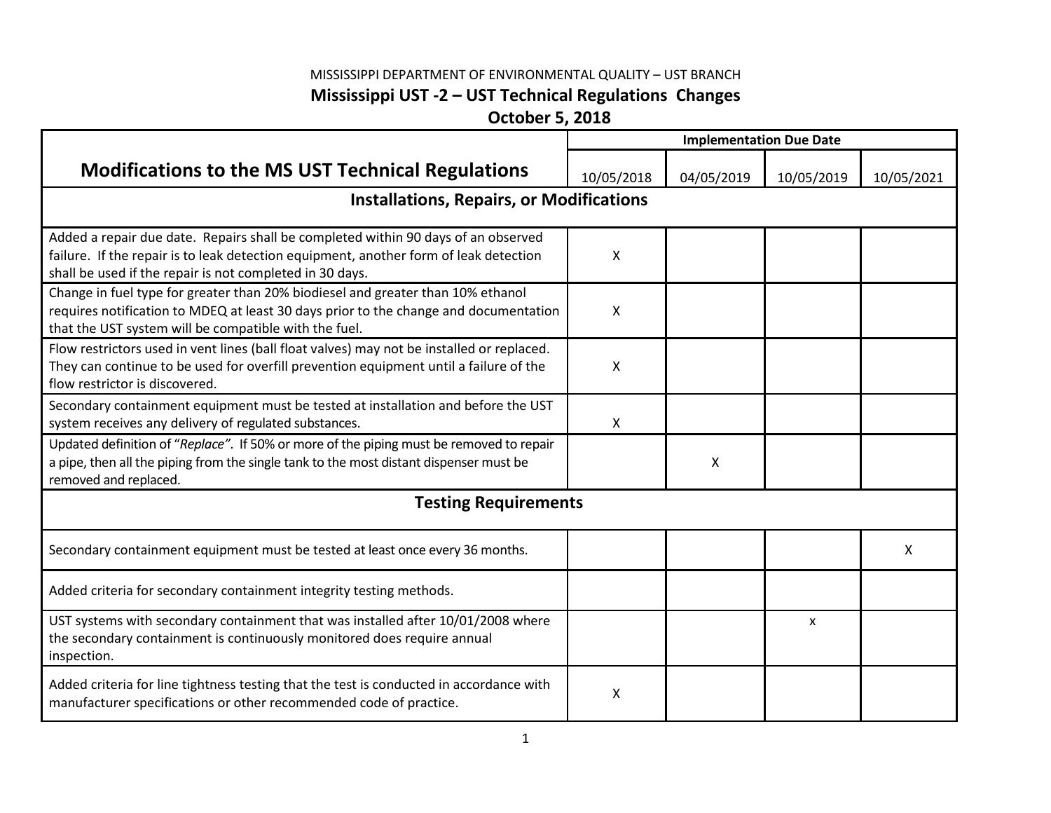MISSISSIPPI DEPARTMENT OF ENVIRONMENTAL QUALITY – UST BRANCH

# Mississippi UST -2 – UST Technical Regulations Changes

**October 5, 2018**

| Modifications to the MS UST Technical Regulations | Implementation Due Date | | | |
|---|---|---|---|---|
| | 10/05/2018 | 04/05/2019 | 10/05/2019 | 10/05/2021 |
| **Installations, Repairs, or Modifications** | | | | |
| Added a repair due date. Repairs shall be completed within 90 days of an observed failure. If the repair is to leak detection equipment, another form of leak detection shall be used if the repair is not completed in 30 days. | X | | | |
| Change in fuel type for greater than 20% biodiesel and greater than 10% ethanol requires notification to MDEQ at least 30 days prior to the change and documentation that the UST system will be compatible with the fuel. | X | | | |
| Flow restrictors used in vent lines (ball float valves) may not be installed or replaced. They can continue to be used for overfill prevention equipment until a failure of the flow restrictor is discovered. | X | | | |
| Secondary containment equipment must be tested at installation and before the UST system receives any delivery of regulated substances. | X | | | |
| Updated definition of "*Replace*". If 50% or more of the piping must be removed to repair a pipe, then all the piping from the single tank to the most distant dispenser must be removed and replaced. | | X | | |
| **Testing Requirements** | | | | |
| Secondary containment equipment must be tested at least once every 36 months. | | | | X |
| Added criteria for secondary containment integrity testing methods. | | | | |
| UST systems with secondary containment that was installed after 10/01/2008 where the secondary containment is continuously monitored does require annual inspection. | | | x | |
| Added criteria for line tightness testing that the test is conducted in accordance with manufacturer specifications or other recommended code of practice. | X | | | |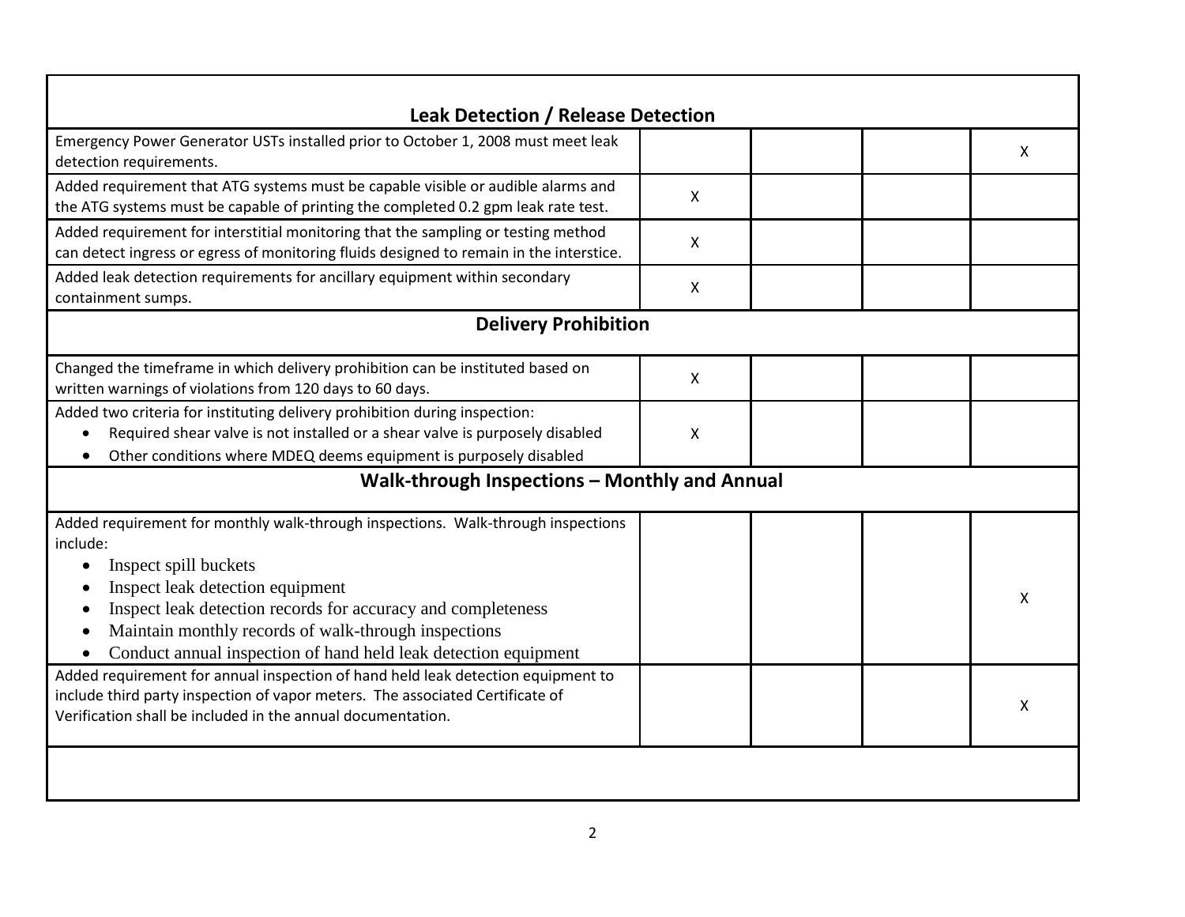| Leak Detection / Release Detection | | | | |
|---|---|---|---|---|
| Emergency Power Generator USTs installed prior to October 1, 2008 must meet leak detection requirements. | | | | X |
| Added requirement that ATG systems must be capable visible or audible alarms and the ATG systems must be capable of printing the completed 0.2 gpm leak rate test. | X | | | |
| Added requirement for interstitial monitoring that the sampling or testing method can detect ingress or egress of monitoring fluids designed to remain in the interstice. | X | | | |
| Added leak detection requirements for ancillary equipment within secondary containment sumps. | X | | | |
| **Delivery Prohibition** | | | | |
| Changed the timeframe in which delivery prohibition can be instituted based on written warnings of violations from 120 days to 60 days. | X | | | |
| Added two criteria for instituting delivery prohibition during inspection:<br>• Required shear valve is not installed or a shear valve is purposely disabled<br>• Other conditions where MDEQ deems equipment is purposely disabled | X | | | |
| **Walk-through Inspections – Monthly and Annual** | | | | |
| Added requirement for monthly walk-through inspections. Walk-through inspections include:<br>• Inspect spill buckets<br>• Inspect leak detection equipment<br>• Inspect leak detection records for accuracy and completeness<br>• Maintain monthly records of walk-through inspections<br>• Conduct annual inspection of hand held leak detection equipment | | | | X |
| Added requirement for annual inspection of hand held leak detection equipment to include third party inspection of vapor meters. The associated Certificate of Verification shall be included in the annual documentation. | | | | X |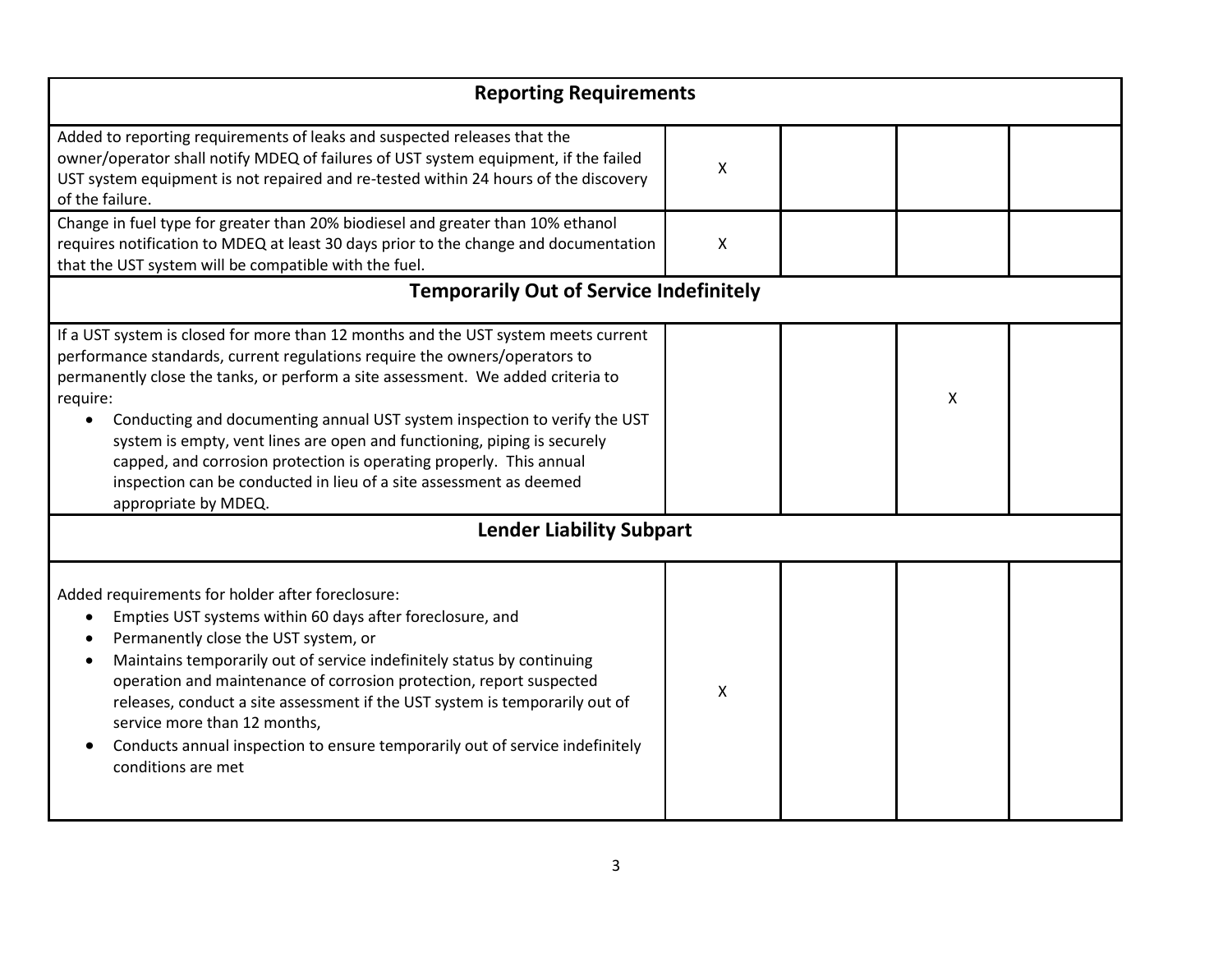| Reporting Requirements | | | | |
|---|---|---|---|---|
| Added to reporting requirements of leaks and suspected releases that the owner/operator shall notify MDEQ of failures of UST system equipment, if the failed UST system equipment is not repaired and re-tested within 24 hours of the discovery of the failure. | X | | | |
| Change in fuel type for greater than 20% biodiesel and greater than 10% ethanol requires notification to MDEQ at least 30 days prior to the change and documentation that the UST system will be compatible with the fuel. | X | | | |
| **Temporarily Out of Service Indefinitely** | | | | |
| If a UST system is closed for more than 12 months and the UST system meets current performance standards, current regulations require the owners/operators to permanently close the tanks, or perform a site assessment. We added criteria to require:<br>• Conducting and documenting annual UST system inspection to verify the UST system is empty, vent lines are open and functioning, piping is securely capped, and corrosion protection is operating properly. This annual inspection can be conducted in lieu of a site assessment as deemed appropriate by MDEQ. | | | X | |
| **Lender Liability Subpart** | | | | |
| Added requirements for holder after foreclosure:<br>• Empties UST systems within 60 days after foreclosure, and<br>• Permanently close the UST system, or<br>• Maintains temporarily out of service indefinitely status by continuing operation and maintenance of corrosion protection, report suspected releases, conduct a site assessment if the UST system is temporarily out of service more than 12 months,<br>• Conducts annual inspection to ensure temporarily out of service indefinitely conditions are met | X | | | |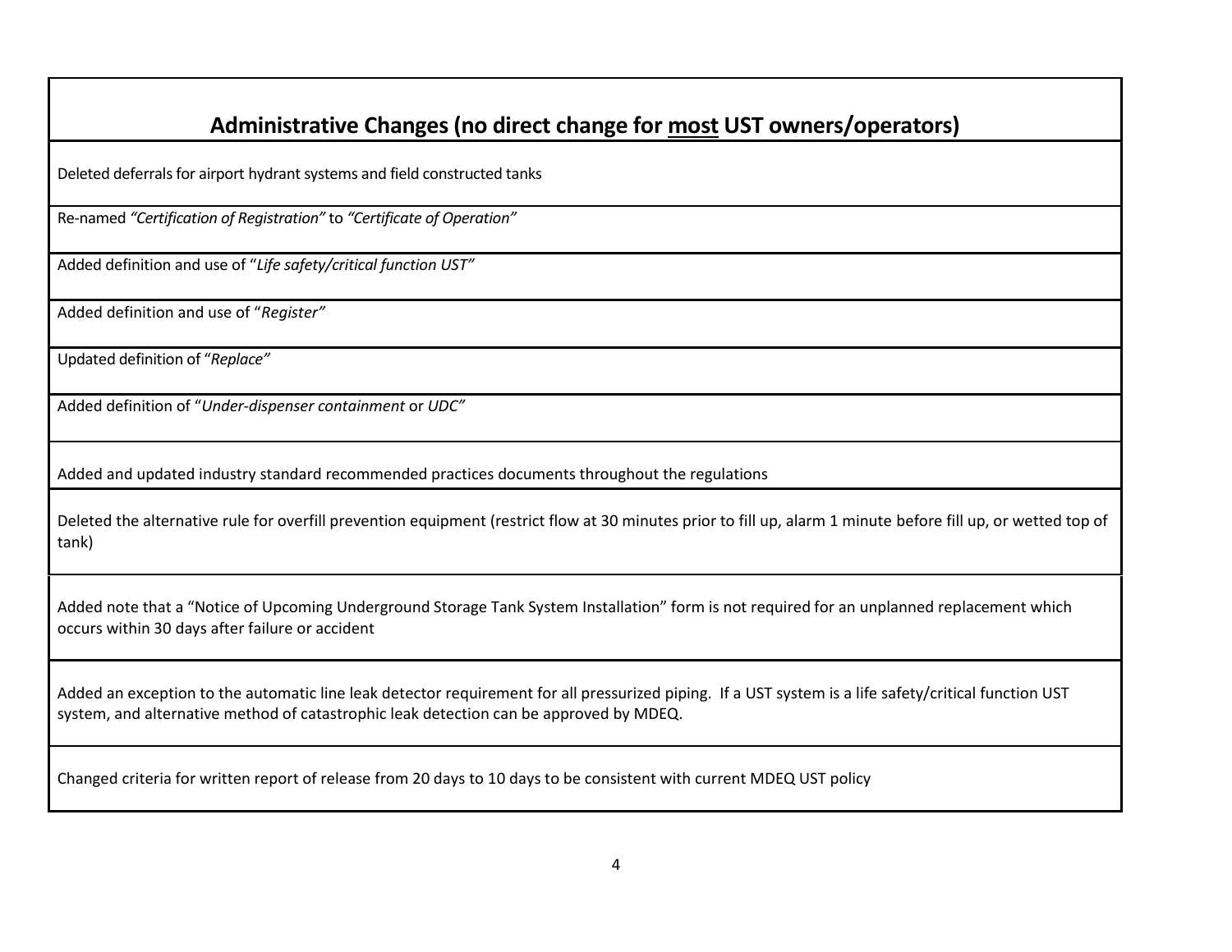| Administrative Changes (no direct change for most UST owners/operators) |
|---|
| Deleted deferrals for airport hydrant systems and field constructed tanks |
| Re-named *"Certification of Registration"* to *"Certificate of Operation"* |
| Added definition and use of "*Life safety/critical function UST"* |
| Added definition and use of "*Register"* |
| Updated definition of "*Replace"* |
| Added definition of "*Under-dispenser containment* or *UDC"* |
| Added and updated industry standard recommended practices documents throughout the regulations |
| Deleted the alternative rule for overfill prevention equipment (restrict flow at 30 minutes prior to fill up, alarm 1 minute before fill up, or wetted top of tank) |
| Added note that a "Notice of Upcoming Underground Storage Tank System Installation" form is not required for an unplanned replacement which occurs within 30 days after failure or accident |
| Added an exception to the automatic line leak detector requirement for all pressurized piping. If a UST system is a life safety/critical function UST system, and alternative method of catastrophic leak detection can be approved by MDEQ. |
| Changed criteria for written report of release from 20 days to 10 days to be consistent with current MDEQ UST policy |